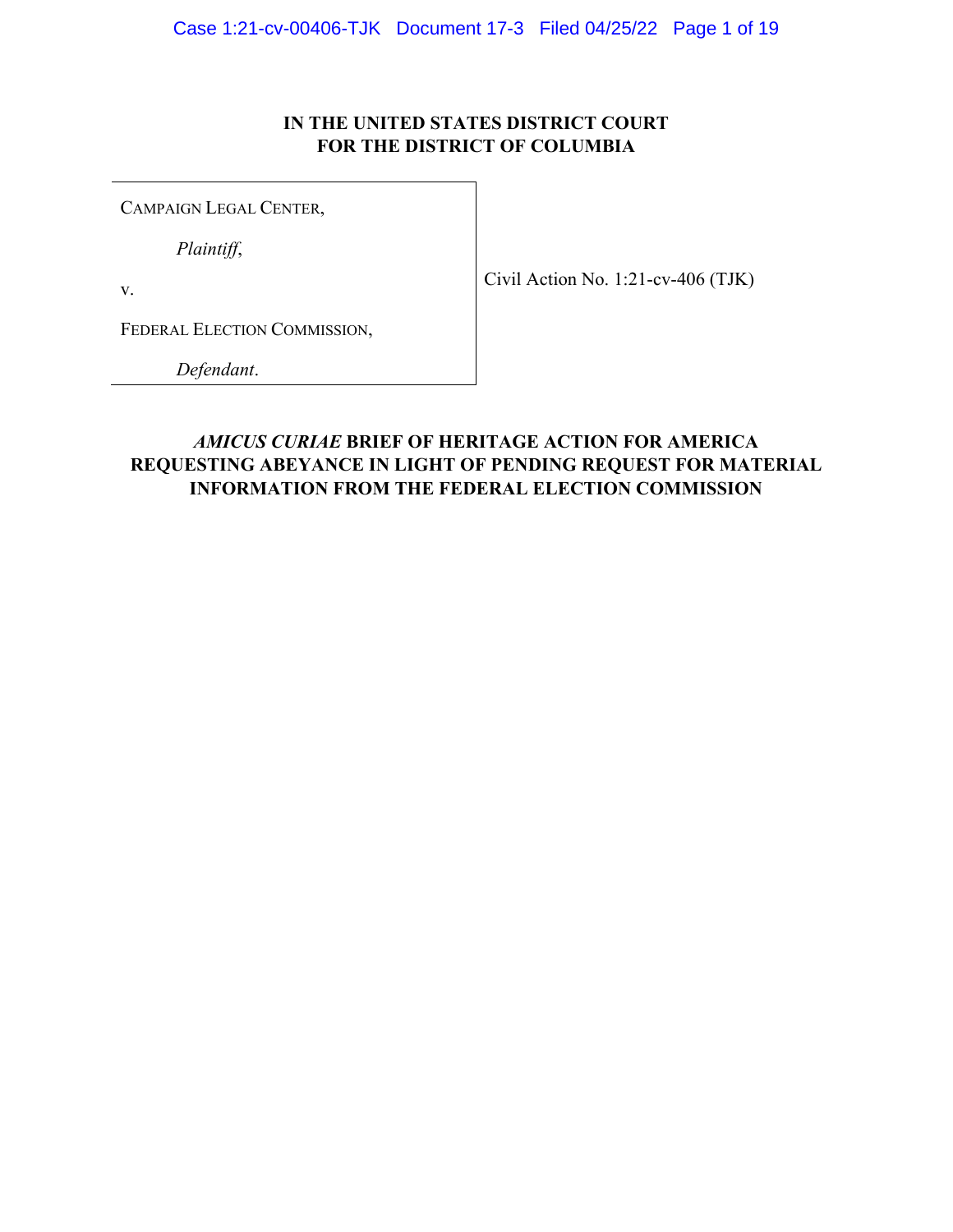# IN THE UNITED STATES DISTRICT COURT FOR THE DISTRICT OF COLUMBIA

| | |
|---|---|
| CAMPAIGN LEGAL CENTER,<br>*Plaintiff*,<br>v.<br>FEDERAL ELECTION COMMISSION,<br>*Defendant*. | Civil Action No. 1:21-cv-406 (TJK) |

## *AMICUS CURIAE* BRIEF OF HERITAGE ACTION FOR AMERICA REQUESTING ABEYANCE IN LIGHT OF PENDING REQUEST FOR MATERIAL INFORMATION FROM THE FEDERAL ELECTION COMMISSION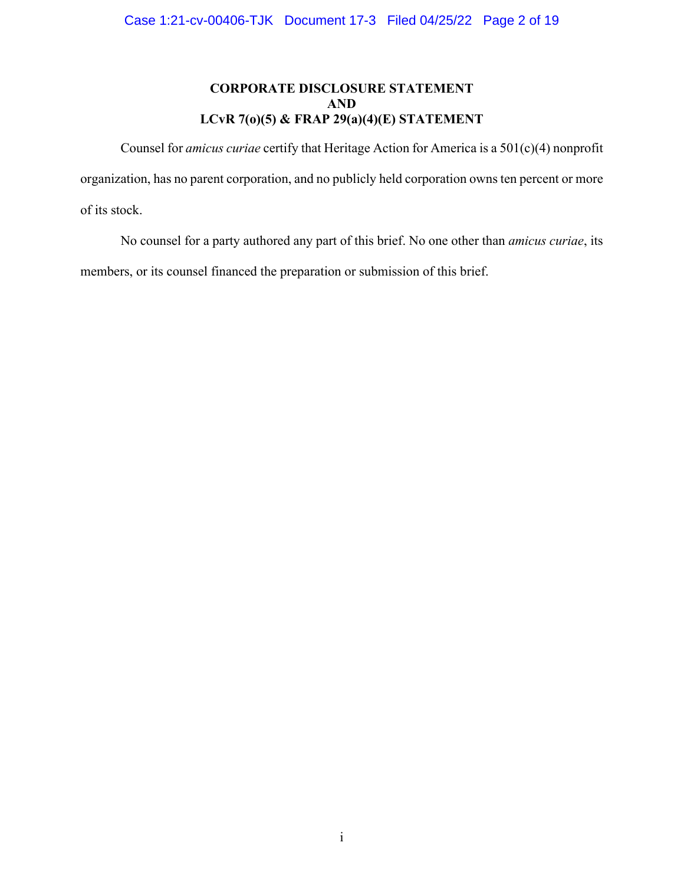# CORPORATE DISCLOSURE STATEMENT AND LCvR 7(o)(5) & FRAP 29(a)(4)(E) STATEMENT

Counsel for *amicus curiae* certify that Heritage Action for America is a 501(c)(4) nonprofit organization, has no parent corporation, and no publicly held corporation owns ten percent or more of its stock.

No counsel for a party authored any part of this brief. No one other than *amicus curiae*, its members, or its counsel financed the preparation or submission of this brief.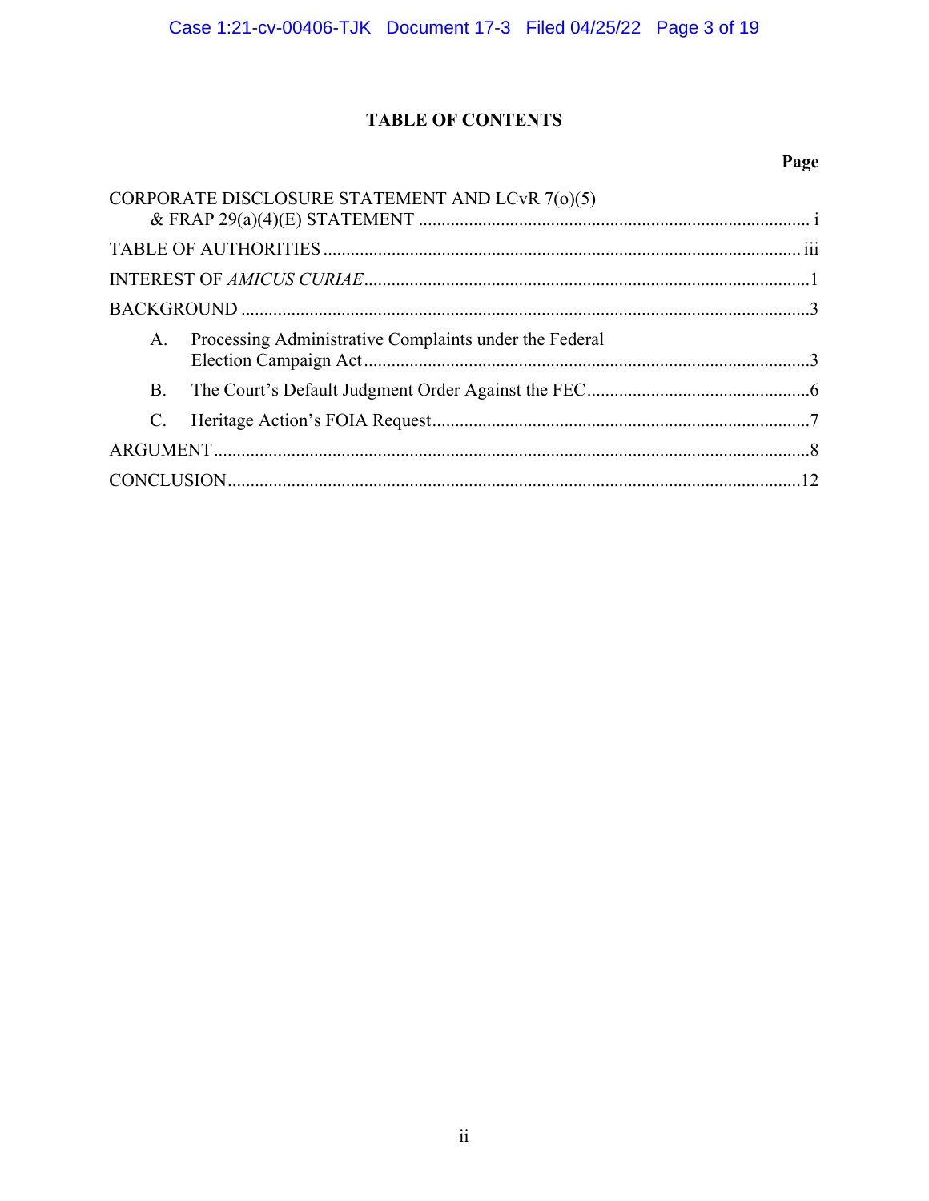# TABLE OF CONTENTS

| | Page |
|---|---|
| CORPORATE DISCLOSURE STATEMENT AND LCvR 7(o)(5) & FRAP 29(a)(4)(E) STATEMENT | i |
| TABLE OF AUTHORITIES | iii |
| INTEREST OF *AMICUS CURIAE* | 1 |
| BACKGROUND | 3 |
| A. Processing Administrative Complaints under the Federal Election Campaign Act | 3 |
| B. The Court's Default Judgment Order Against the FEC | 6 |
| C. Heritage Action's FOIA Request | 7 |
| ARGUMENT | 8 |
| CONCLUSION | 12 |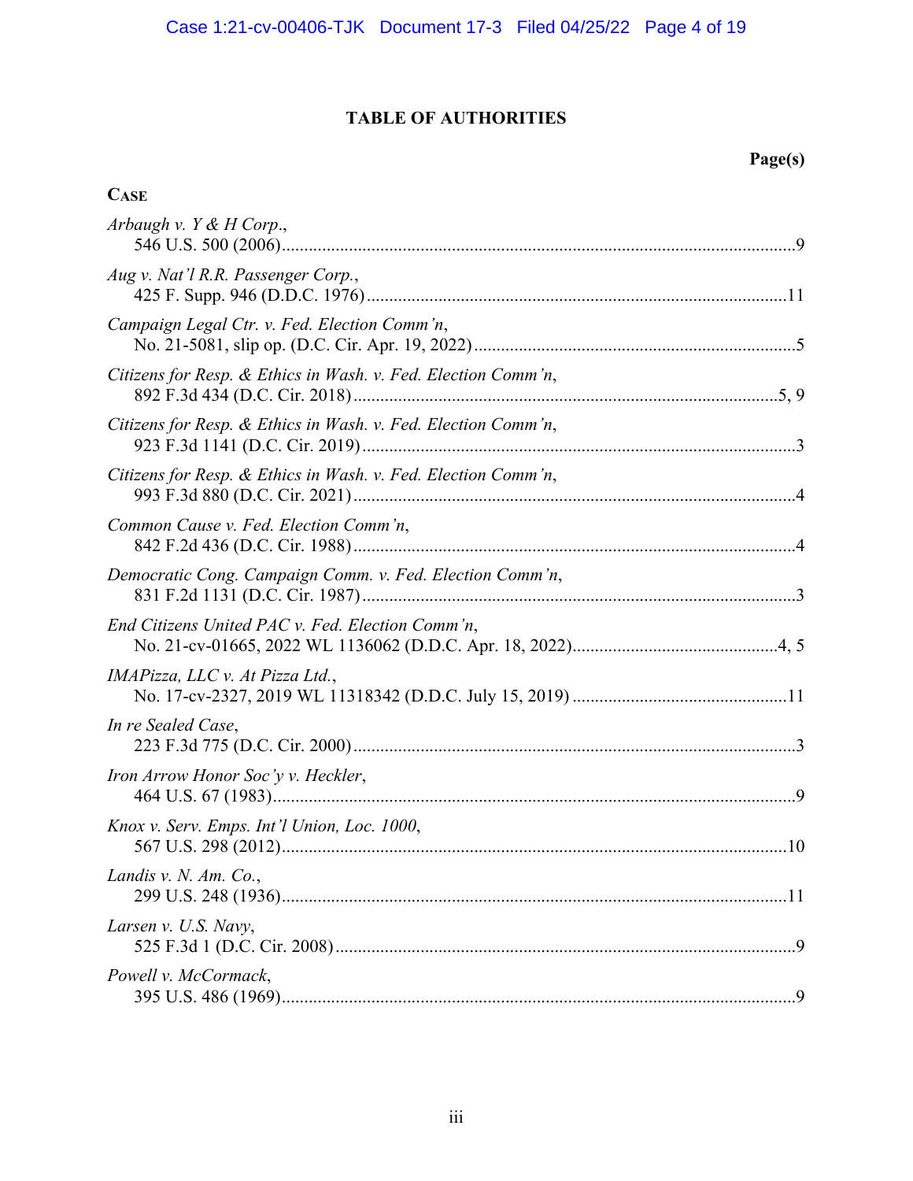# TABLE OF AUTHORITIES

**Page(s)**

**CASE**

*Arbaugh v. Y & H Corp.*,
546 U.S. 500 (2006) .......... 9

*Aug v. Nat'l R.R. Passenger Corp.*,
425 F. Supp. 946 (D.D.C. 1976) .......... 11

*Campaign Legal Ctr. v. Fed. Election Comm'n*,
No. 21-5081, slip op. (D.C. Cir. Apr. 19, 2022) .......... 5

*Citizens for Resp. & Ethics in Wash. v. Fed. Election Comm'n*,
892 F.3d 434 (D.C. Cir. 2018) .......... 5, 9

*Citizens for Resp. & Ethics in Wash. v. Fed. Election Comm'n*,
923 F.3d 1141 (D.C. Cir. 2019) .......... 3

*Citizens for Resp. & Ethics in Wash. v. Fed. Election Comm'n*,
993 F.3d 880 (D.C. Cir. 2021) .......... 4

*Common Cause v. Fed. Election Comm'n*,
842 F.2d 436 (D.C. Cir. 1988) .......... 4

*Democratic Cong. Campaign Comm. v. Fed. Election Comm'n*,
831 F.2d 1131 (D.C. Cir. 1987) .......... 3

*End Citizens United PAC v. Fed. Election Comm'n*,
No. 21-cv-01665, 2022 WL 1136062 (D.D.C. Apr. 18, 2022) .......... 4, 5

*IMAPizza, LLC v. At Pizza Ltd.*,
No. 17-cv-2327, 2019 WL 11318342 (D.D.C. July 15, 2019) .......... 11

*In re Sealed Case*,
223 F.3d 775 (D.C. Cir. 2000) .......... 3

*Iron Arrow Honor Soc'y v. Heckler*,
464 U.S. 67 (1983) .......... 9

*Knox v. Serv. Emps. Int'l Union, Loc. 1000*,
567 U.S. 298 (2012) .......... 10

*Landis v. N. Am. Co.*,
299 U.S. 248 (1936) .......... 11

*Larsen v. U.S. Navy*,
525 F.3d 1 (D.C. Cir. 2008) .......... 9

*Powell v. McCormack*,
395 U.S. 486 (1969) .......... 9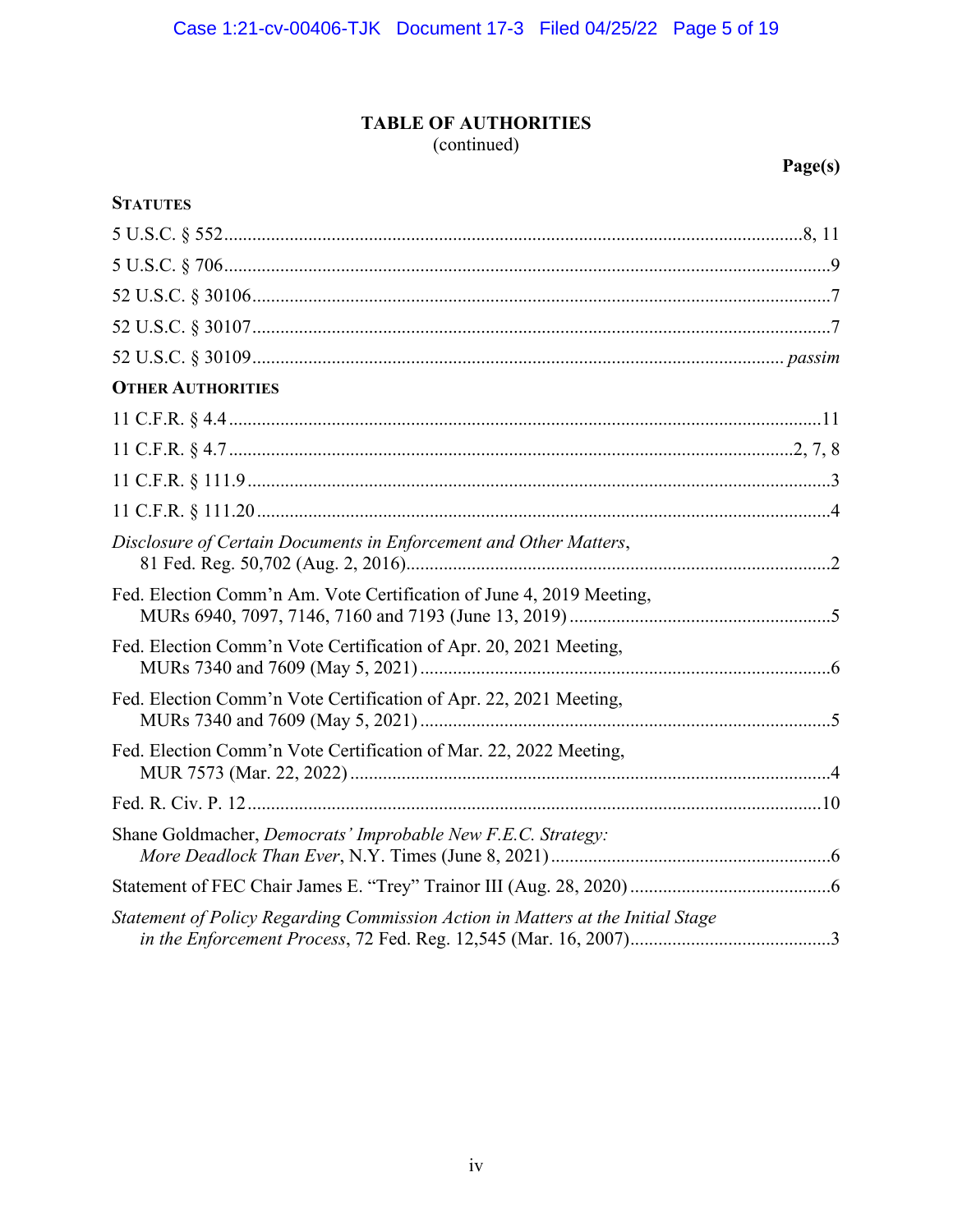## TABLE OF AUTHORITIES
(continued)

**Page(s)**

**STATUTES**

5 U.S.C. § 552 .......... 8, 11

5 U.S.C. § 706 .......... 9

52 U.S.C. § 30106 .......... 7

52 U.S.C. § 30107 .......... 7

52 U.S.C. § 30109 .......... *passim*

**OTHER AUTHORITIES**

11 C.F.R. § 4.4 .......... 11

11 C.F.R. § 4.7 .......... 2, 7, 8

11 C.F.R. § 111.9 .......... 3

11 C.F.R. § 111.20 .......... 4

*Disclosure of Certain Documents in Enforcement and Other Matters*, 81 Fed. Reg. 50,702 (Aug. 2, 2016) .......... 2

Fed. Election Comm'n Am. Vote Certification of June 4, 2019 Meeting, MURs 6940, 7097, 7146, 7160 and 7193 (June 13, 2019) .......... 5

Fed. Election Comm'n Vote Certification of Apr. 20, 2021 Meeting, MURs 7340 and 7609 (May 5, 2021) .......... 6

Fed. Election Comm'n Vote Certification of Apr. 22, 2021 Meeting, MURs 7340 and 7609 (May 5, 2021) .......... 5

Fed. Election Comm'n Vote Certification of Mar. 22, 2022 Meeting, MUR 7573 (Mar. 22, 2022) .......... 4

Fed. R. Civ. P. 12 .......... 10

Shane Goldmacher, *Democrats' Improbable New F.E.C. Strategy: More Deadlock Than Ever*, N.Y. Times (June 8, 2021) .......... 6

Statement of FEC Chair James E. "Trey" Trainor III (Aug. 28, 2020) .......... 6

*Statement of Policy Regarding Commission Action in Matters at the Initial Stage in the Enforcement Process*, 72 Fed. Reg. 12,545 (Mar. 16, 2007) .......... 3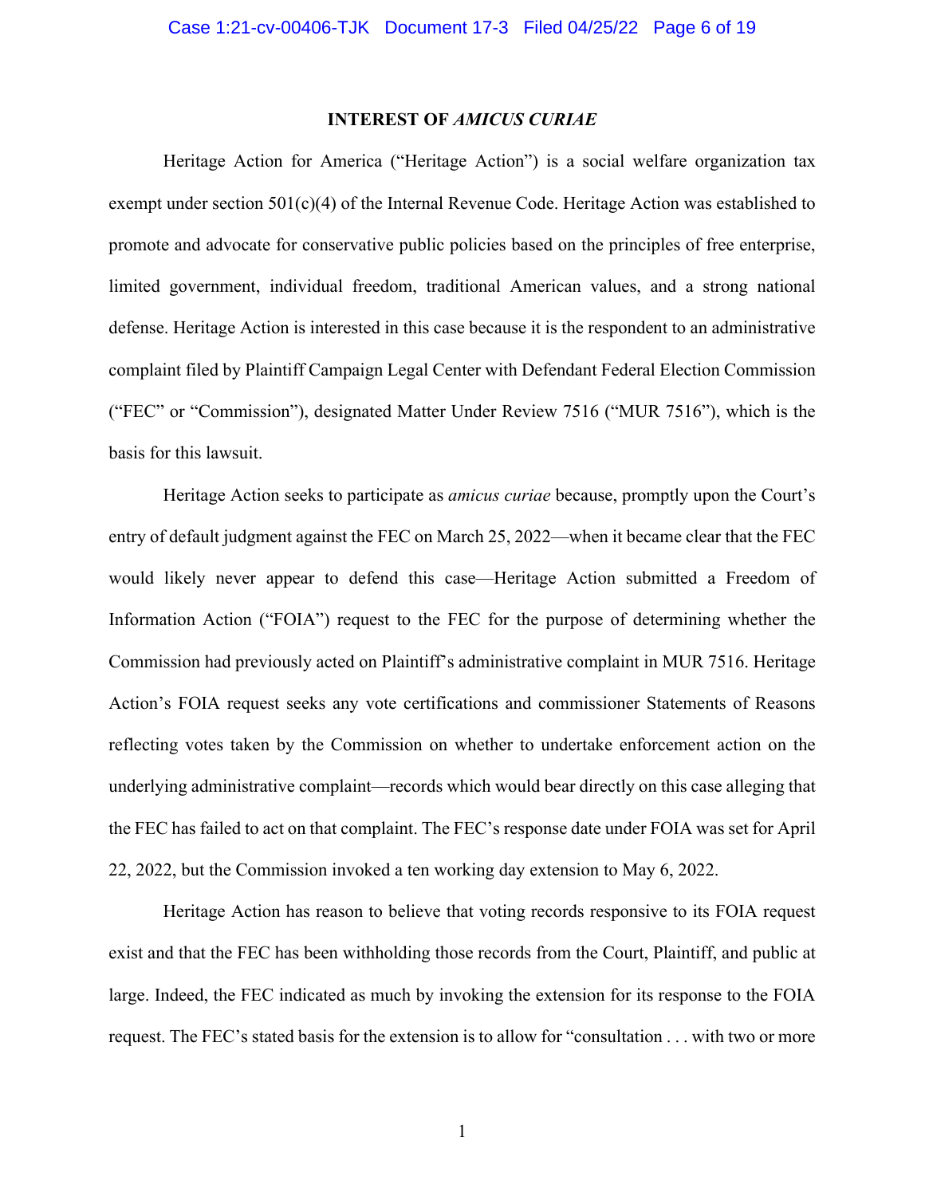## INTEREST OF *AMICUS CURIAE*

Heritage Action for America ("Heritage Action") is a social welfare organization tax exempt under section 501(c)(4) of the Internal Revenue Code. Heritage Action was established to promote and advocate for conservative public policies based on the principles of free enterprise, limited government, individual freedom, traditional American values, and a strong national defense. Heritage Action is interested in this case because it is the respondent to an administrative complaint filed by Plaintiff Campaign Legal Center with Defendant Federal Election Commission ("FEC" or "Commission"), designated Matter Under Review 7516 ("MUR 7516"), which is the basis for this lawsuit.

Heritage Action seeks to participate as *amicus curiae* because, promptly upon the Court's entry of default judgment against the FEC on March 25, 2022—when it became clear that the FEC would likely never appear to defend this case—Heritage Action submitted a Freedom of Information Action ("FOIA") request to the FEC for the purpose of determining whether the Commission had previously acted on Plaintiff's administrative complaint in MUR 7516. Heritage Action's FOIA request seeks any vote certifications and commissioner Statements of Reasons reflecting votes taken by the Commission on whether to undertake enforcement action on the underlying administrative complaint—records which would bear directly on this case alleging that the FEC has failed to act on that complaint. The FEC's response date under FOIA was set for April 22, 2022, but the Commission invoked a ten working day extension to May 6, 2022.

Heritage Action has reason to believe that voting records responsive to its FOIA request exist and that the FEC has been withholding those records from the Court, Plaintiff, and public at large. Indeed, the FEC indicated as much by invoking the extension for its response to the FOIA request. The FEC's stated basis for the extension is to allow for "consultation . . . with two or more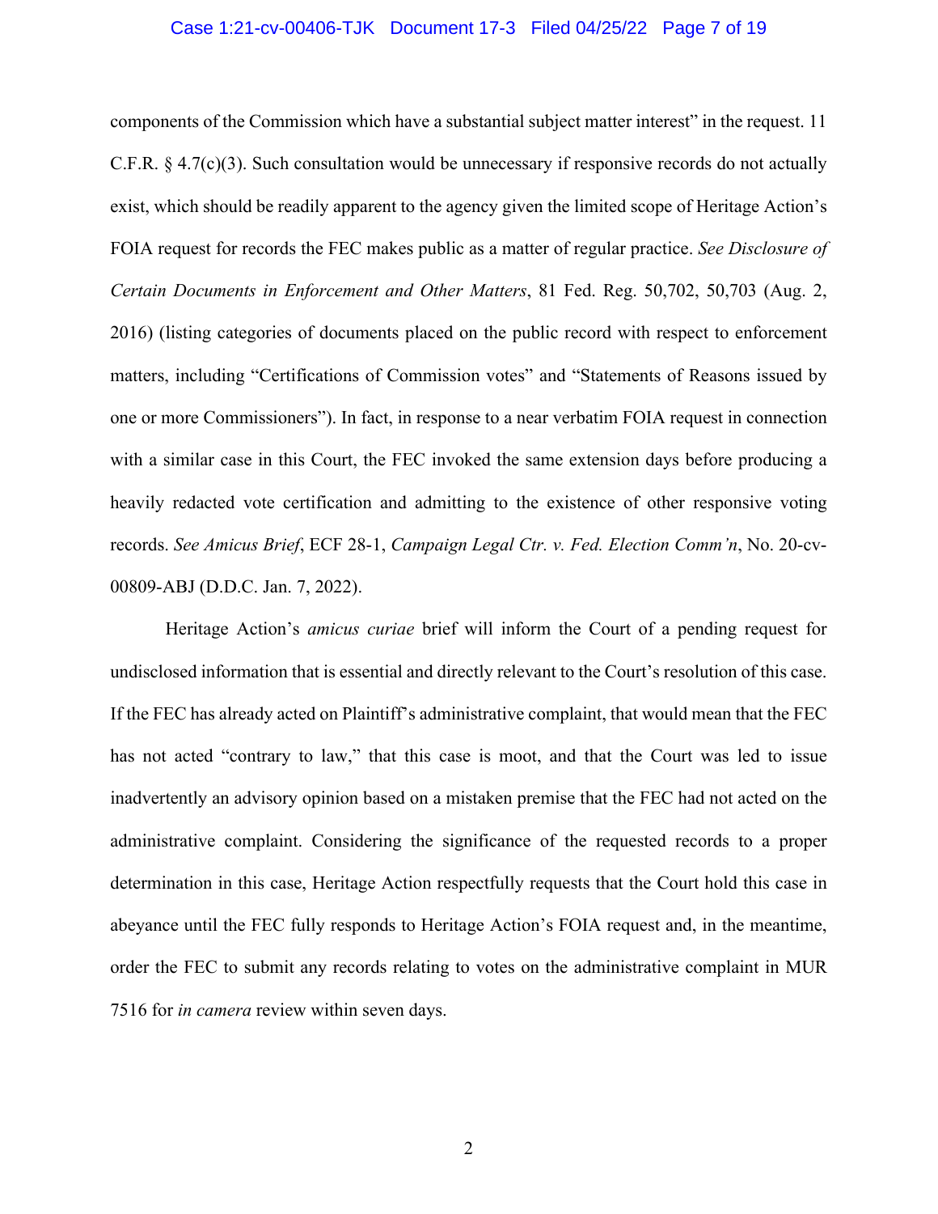components of the Commission which have a substantial subject matter interest" in the request. 11 C.F.R. § 4.7(c)(3). Such consultation would be unnecessary if responsive records do not actually exist, which should be readily apparent to the agency given the limited scope of Heritage Action's FOIA request for records the FEC makes public as a matter of regular practice. *See Disclosure of Certain Documents in Enforcement and Other Matters*, 81 Fed. Reg. 50,702, 50,703 (Aug. 2, 2016) (listing categories of documents placed on the public record with respect to enforcement matters, including "Certifications of Commission votes" and "Statements of Reasons issued by one or more Commissioners"). In fact, in response to a near verbatim FOIA request in connection with a similar case in this Court, the FEC invoked the same extension days before producing a heavily redacted vote certification and admitting to the existence of other responsive voting records. *See Amicus Brief*, ECF 28-1, *Campaign Legal Ctr. v. Fed. Election Comm'n*, No. 20-cv-00809-ABJ (D.D.C. Jan. 7, 2022).

Heritage Action's *amicus curiae* brief will inform the Court of a pending request for undisclosed information that is essential and directly relevant to the Court's resolution of this case. If the FEC has already acted on Plaintiff's administrative complaint, that would mean that the FEC has not acted "contrary to law," that this case is moot, and that the Court was led to issue inadvertently an advisory opinion based on a mistaken premise that the FEC had not acted on the administrative complaint. Considering the significance of the requested records to a proper determination in this case, Heritage Action respectfully requests that the Court hold this case in abeyance until the FEC fully responds to Heritage Action's FOIA request and, in the meantime, order the FEC to submit any records relating to votes on the administrative complaint in MUR 7516 for *in camera* review within seven days.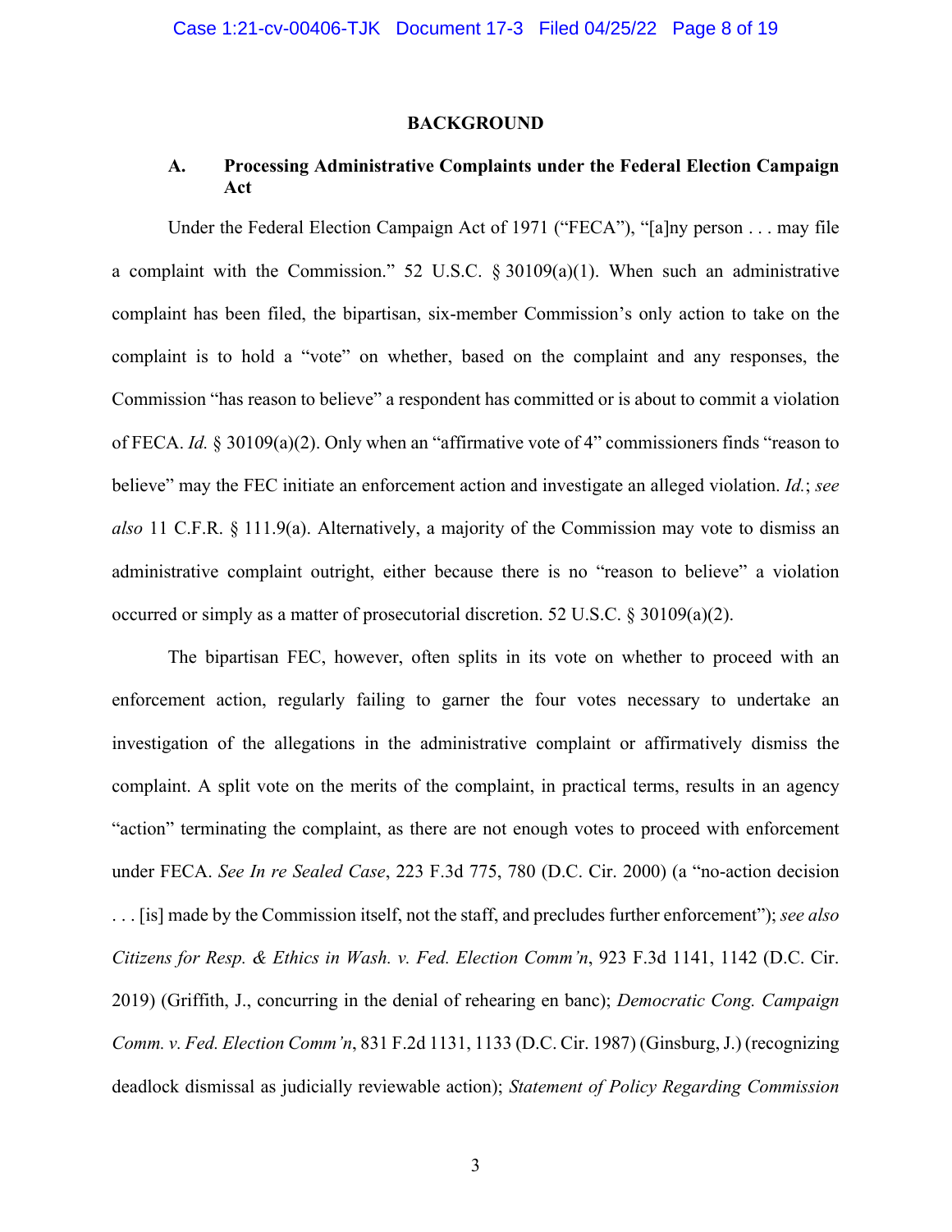## BACKGROUND

### A. Processing Administrative Complaints under the Federal Election Campaign Act

Under the Federal Election Campaign Act of 1971 ("FECA"), "[a]ny person . . . may file a complaint with the Commission." 52 U.S.C. § 30109(a)(1). When such an administrative complaint has been filed, the bipartisan, six-member Commission's only action to take on the complaint is to hold a "vote" on whether, based on the complaint and any responses, the Commission "has reason to believe" a respondent has committed or is about to commit a violation of FECA. *Id.* § 30109(a)(2). Only when an "affirmative vote of 4" commissioners finds "reason to believe" may the FEC initiate an enforcement action and investigate an alleged violation. *Id.*; *see also* 11 C.F.R. § 111.9(a). Alternatively, a majority of the Commission may vote to dismiss an administrative complaint outright, either because there is no "reason to believe" a violation occurred or simply as a matter of prosecutorial discretion. 52 U.S.C. § 30109(a)(2).

The bipartisan FEC, however, often splits in its vote on whether to proceed with an enforcement action, regularly failing to garner the four votes necessary to undertake an investigation of the allegations in the administrative complaint or affirmatively dismiss the complaint. A split vote on the merits of the complaint, in practical terms, results in an agency "action" terminating the complaint, as there are not enough votes to proceed with enforcement under FECA. *See In re Sealed Case*, 223 F.3d 775, 780 (D.C. Cir. 2000) (a "no-action decision . . . [is] made by the Commission itself, not the staff, and precludes further enforcement"); *see also Citizens for Resp. & Ethics in Wash. v. Fed. Election Comm'n*, 923 F.3d 1141, 1142 (D.C. Cir. 2019) (Griffith, J., concurring in the denial of rehearing en banc); *Democratic Cong. Campaign Comm. v. Fed. Election Comm'n*, 831 F.2d 1131, 1133 (D.C. Cir. 1987) (Ginsburg, J.) (recognizing deadlock dismissal as judicially reviewable action); *Statement of Policy Regarding Commission*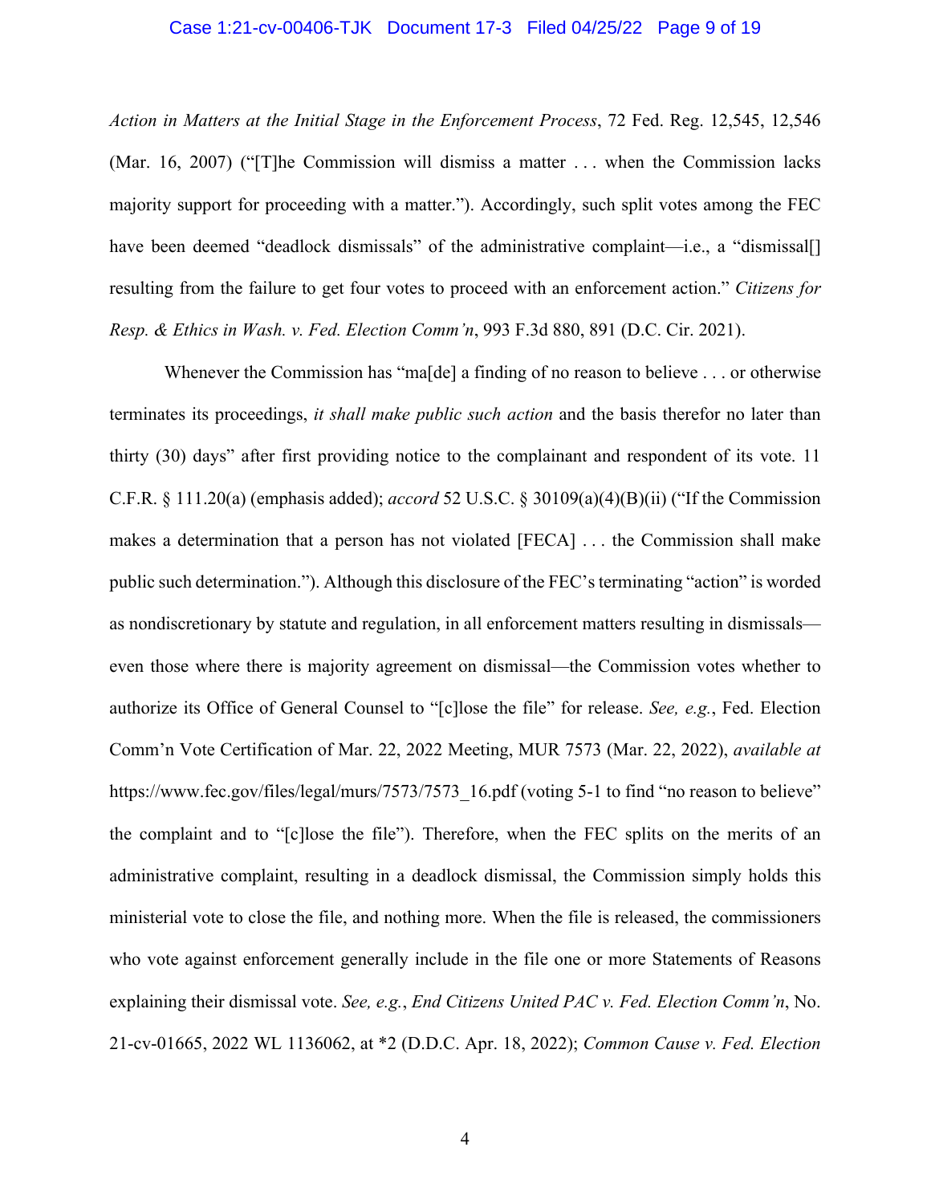*Action in Matters at the Initial Stage in the Enforcement Process*, 72 Fed. Reg. 12,545, 12,546 (Mar. 16, 2007) ("[T]he Commission will dismiss a matter . . . when the Commission lacks majority support for proceeding with a matter."). Accordingly, such split votes among the FEC have been deemed "deadlock dismissals" of the administrative complaint—i.e., a "dismissal[] resulting from the failure to get four votes to proceed with an enforcement action." *Citizens for Resp. & Ethics in Wash. v. Fed. Election Comm'n*, 993 F.3d 880, 891 (D.C. Cir. 2021).

Whenever the Commission has "ma[de] a finding of no reason to believe . . . or otherwise terminates its proceedings, *it shall make public such action* and the basis therefor no later than thirty (30) days" after first providing notice to the complainant and respondent of its vote. 11 C.F.R. § 111.20(a) (emphasis added); *accord* 52 U.S.C. § 30109(a)(4)(B)(ii) ("If the Commission makes a determination that a person has not violated [FECA] . . . the Commission shall make public such determination."). Although this disclosure of the FEC's terminating "action" is worded as nondiscretionary by statute and regulation, in all enforcement matters resulting in dismissals—even those where there is majority agreement on dismissal—the Commission votes whether to authorize its Office of General Counsel to "[c]lose the file" for release. *See, e.g.*, Fed. Election Comm'n Vote Certification of Mar. 22, 2022 Meeting, MUR 7573 (Mar. 22, 2022), *available at* https://www.fec.gov/files/legal/murs/7573/7573_16.pdf (voting 5-1 to find "no reason to believe" the complaint and to "[c]lose the file"). Therefore, when the FEC splits on the merits of an administrative complaint, resulting in a deadlock dismissal, the Commission simply holds this ministerial vote to close the file, and nothing more. When the file is released, the commissioners who vote against enforcement generally include in the file one or more Statements of Reasons explaining their dismissal vote. *See, e.g.*, *End Citizens United PAC v. Fed. Election Comm'n*, No. 21-cv-01665, 2022 WL 1136062, at *2 (D.D.C. Apr. 18, 2022); *Common Cause v. Fed. Election*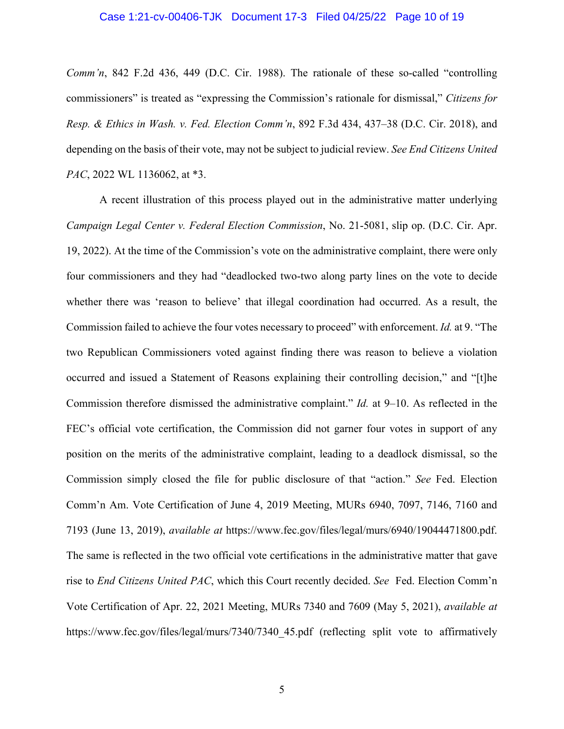*Comm'n*, 842 F.2d 436, 449 (D.C. Cir. 1988). The rationale of these so-called "controlling commissioners" is treated as "expressing the Commission's rationale for dismissal," *Citizens for Resp. & Ethics in Wash. v. Fed. Election Comm'n*, 892 F.3d 434, 437–38 (D.C. Cir. 2018), and depending on the basis of their vote, may not be subject to judicial review. *See End Citizens United PAC*, 2022 WL 1136062, at *3.

A recent illustration of this process played out in the administrative matter underlying *Campaign Legal Center v. Federal Election Commission*, No. 21-5081, slip op. (D.C. Cir. Apr. 19, 2022). At the time of the Commission's vote on the administrative complaint, there were only four commissioners and they had "deadlocked two-two along party lines on the vote to decide whether there was 'reason to believe' that illegal coordination had occurred. As a result, the Commission failed to achieve the four votes necessary to proceed" with enforcement. *Id.* at 9. "The two Republican Commissioners voted against finding there was reason to believe a violation occurred and issued a Statement of Reasons explaining their controlling decision," and "[t]he Commission therefore dismissed the administrative complaint." *Id.* at 9–10. As reflected in the FEC's official vote certification, the Commission did not garner four votes in support of any position on the merits of the administrative complaint, leading to a deadlock dismissal, so the Commission simply closed the file for public disclosure of that "action." *See* Fed. Election Comm'n Am. Vote Certification of June 4, 2019 Meeting, MURs 6940, 7097, 7146, 7160 and 7193 (June 13, 2019), *available at* https://www.fec.gov/files/legal/murs/6940/19044471800.pdf. The same is reflected in the two official vote certifications in the administrative matter that gave rise to *End Citizens United PAC*, which this Court recently decided. *See* Fed. Election Comm'n Vote Certification of Apr. 22, 2021 Meeting, MURs 7340 and 7609 (May 5, 2021), *available at* https://www.fec.gov/files/legal/murs/7340/7340_45.pdf (reflecting split vote to affirmatively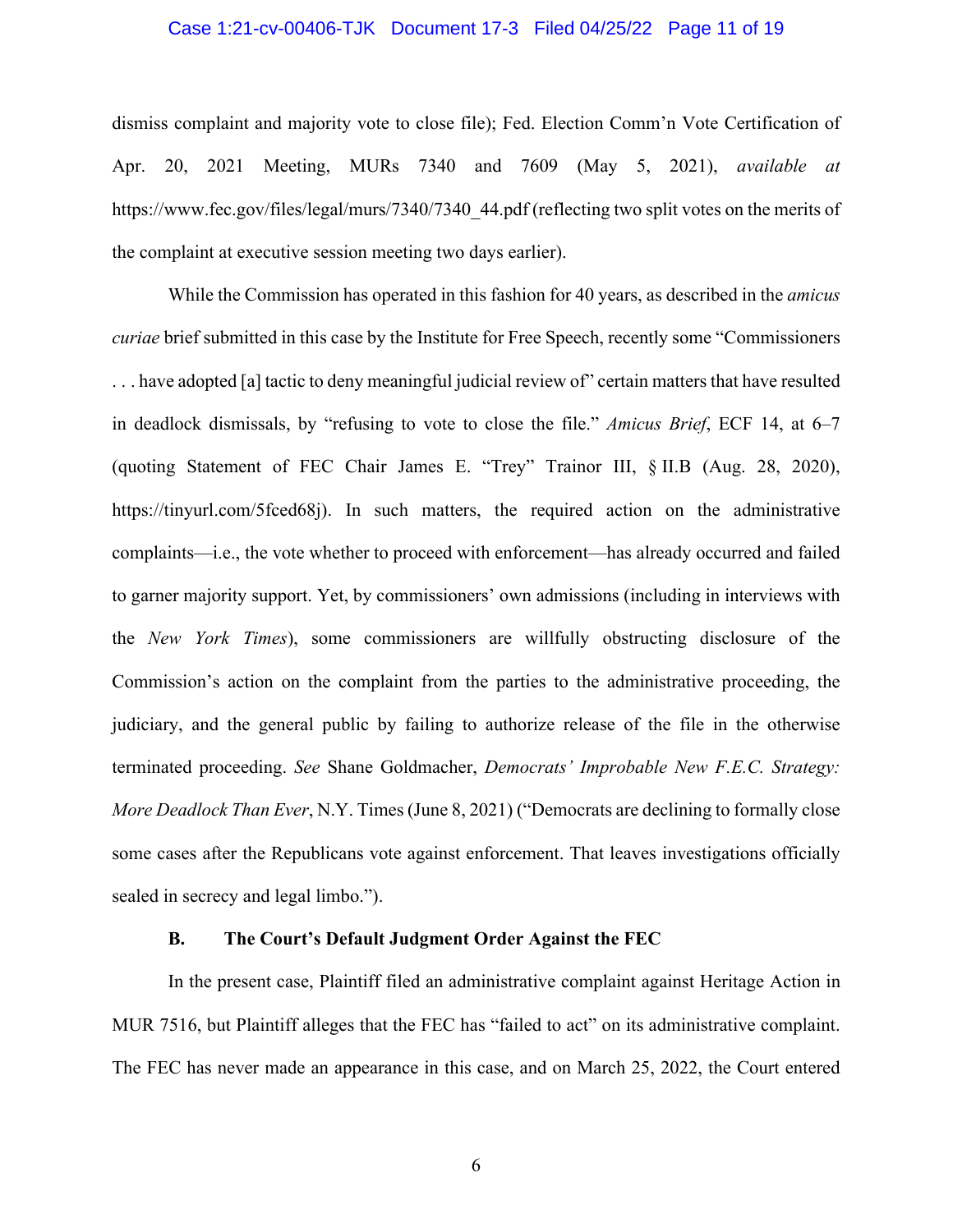dismiss complaint and majority vote to close file); Fed. Election Comm'n Vote Certification of Apr. 20, 2021 Meeting, MURs 7340 and 7609 (May 5, 2021), *available at* https://www.fec.gov/files/legal/murs/7340/7340_44.pdf (reflecting two split votes on the merits of the complaint at executive session meeting two days earlier).

While the Commission has operated in this fashion for 40 years, as described in the *amicus curiae* brief submitted in this case by the Institute for Free Speech, recently some "Commissioners . . . have adopted [a] tactic to deny meaningful judicial review of" certain matters that have resulted in deadlock dismissals, by "refusing to vote to close the file." *Amicus Brief*, ECF 14, at 6–7 (quoting Statement of FEC Chair James E. "Trey" Trainor III, § II.B (Aug. 28, 2020), https://tinyurl.com/5fced68j). In such matters, the required action on the administrative complaints—i.e., the vote whether to proceed with enforcement—has already occurred and failed to garner majority support. Yet, by commissioners' own admissions (including in interviews with the *New York Times*), some commissioners are willfully obstructing disclosure of the Commission's action on the complaint from the parties to the administrative proceeding, the judiciary, and the general public by failing to authorize release of the file in the otherwise terminated proceeding. *See* Shane Goldmacher, *Democrats' Improbable New F.E.C. Strategy: More Deadlock Than Ever*, N.Y. Times (June 8, 2021) ("Democrats are declining to formally close some cases after the Republicans vote against enforcement. That leaves investigations officially sealed in secrecy and legal limbo.").

### B. The Court's Default Judgment Order Against the FEC

In the present case, Plaintiff filed an administrative complaint against Heritage Action in MUR 7516, but Plaintiff alleges that the FEC has "failed to act" on its administrative complaint. The FEC has never made an appearance in this case, and on March 25, 2022, the Court entered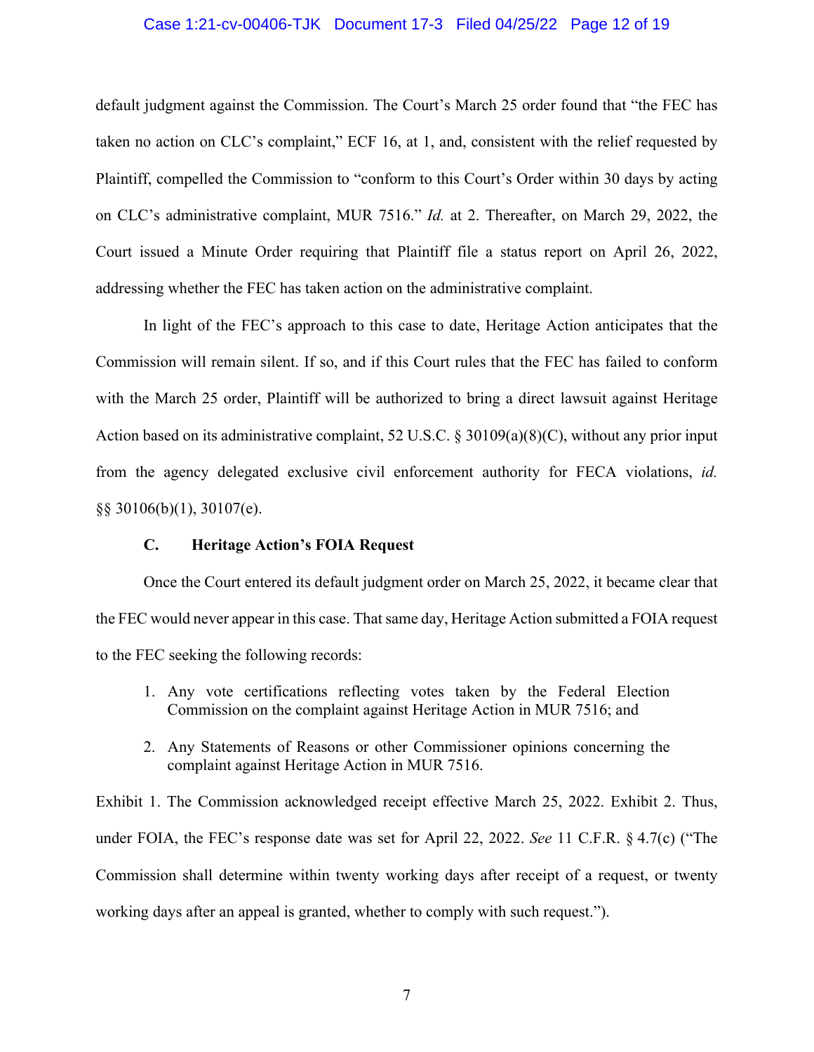default judgment against the Commission. The Court's March 25 order found that "the FEC has taken no action on CLC's complaint," ECF 16, at 1, and, consistent with the relief requested by Plaintiff, compelled the Commission to "conform to this Court's Order within 30 days by acting on CLC's administrative complaint, MUR 7516." *Id.* at 2. Thereafter, on March 29, 2022, the Court issued a Minute Order requiring that Plaintiff file a status report on April 26, 2022, addressing whether the FEC has taken action on the administrative complaint.

In light of the FEC's approach to this case to date, Heritage Action anticipates that the Commission will remain silent. If so, and if this Court rules that the FEC has failed to conform with the March 25 order, Plaintiff will be authorized to bring a direct lawsuit against Heritage Action based on its administrative complaint, 52 U.S.C. § 30109(a)(8)(C), without any prior input from the agency delegated exclusive civil enforcement authority for FECA violations, *id.* §§ 30106(b)(1), 30107(e).

### C. Heritage Action's FOIA Request

Once the Court entered its default judgment order on March 25, 2022, it became clear that the FEC would never appear in this case. That same day, Heritage Action submitted a FOIA request to the FEC seeking the following records:

1. Any vote certifications reflecting votes taken by the Federal Election Commission on the complaint against Heritage Action in MUR 7516; and

2. Any Statements of Reasons or other Commissioner opinions concerning the complaint against Heritage Action in MUR 7516.

Exhibit 1. The Commission acknowledged receipt effective March 25, 2022. Exhibit 2. Thus, under FOIA, the FEC's response date was set for April 22, 2022. *See* 11 C.F.R. § 4.7(c) ("The Commission shall determine within twenty working days after receipt of a request, or twenty working days after an appeal is granted, whether to comply with such request.").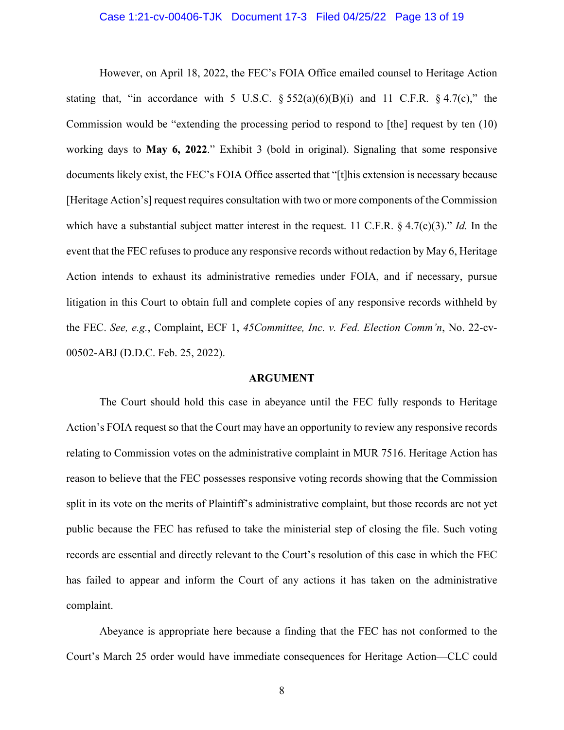However, on April 18, 2022, the FEC's FOIA Office emailed counsel to Heritage Action stating that, "in accordance with 5 U.S.C. § 552(a)(6)(B)(i) and 11 C.F.R. § 4.7(c)," the Commission would be "extending the processing period to respond to [the] request by ten (10) working days to **May 6, 2022**." Exhibit 3 (bold in original). Signaling that some responsive documents likely exist, the FEC's FOIA Office asserted that "[t]his extension is necessary because [Heritage Action's] request requires consultation with two or more components of the Commission which have a substantial subject matter interest in the request. 11 C.F.R. § 4.7(c)(3)." *Id.* In the event that the FEC refuses to produce any responsive records without redaction by May 6, Heritage Action intends to exhaust its administrative remedies under FOIA, and if necessary, pursue litigation in this Court to obtain full and complete copies of any responsive records withheld by the FEC. *See, e.g.*, Complaint, ECF 1, *45Committee, Inc. v. Fed. Election Comm'n*, No. 22-cv-00502-ABJ (D.D.C. Feb. 25, 2022).

## ARGUMENT

The Court should hold this case in abeyance until the FEC fully responds to Heritage Action's FOIA request so that the Court may have an opportunity to review any responsive records relating to Commission votes on the administrative complaint in MUR 7516. Heritage Action has reason to believe that the FEC possesses responsive voting records showing that the Commission split in its vote on the merits of Plaintiff's administrative complaint, but those records are not yet public because the FEC has refused to take the ministerial step of closing the file. Such voting records are essential and directly relevant to the Court's resolution of this case in which the FEC has failed to appear and inform the Court of any actions it has taken on the administrative complaint.

Abeyance is appropriate here because a finding that the FEC has not conformed to the Court's March 25 order would have immediate consequences for Heritage Action—CLC could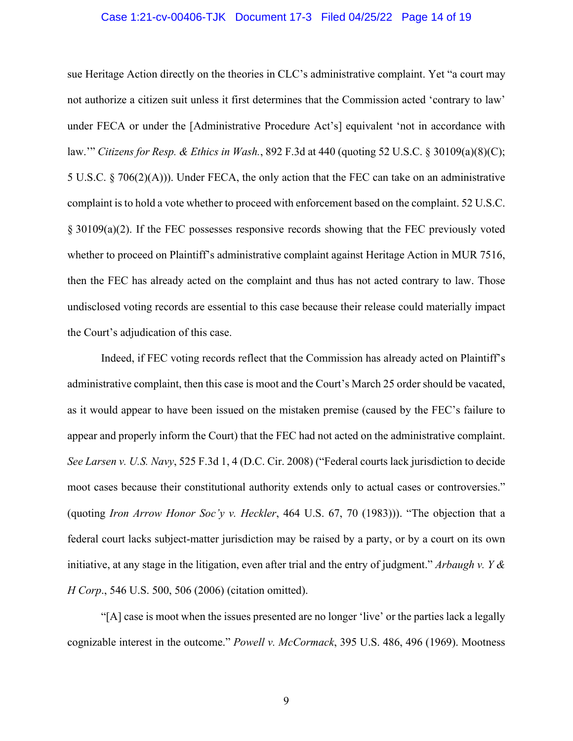sue Heritage Action directly on the theories in CLC's administrative complaint. Yet "a court may not authorize a citizen suit unless it first determines that the Commission acted 'contrary to law' under FECA or under the [Administrative Procedure Act's] equivalent 'not in accordance with law.'" *Citizens for Resp. & Ethics in Wash.*, 892 F.3d at 440 (quoting 52 U.S.C. § 30109(a)(8)(C); 5 U.S.C. § 706(2)(A))). Under FECA, the only action that the FEC can take on an administrative complaint is to hold a vote whether to proceed with enforcement based on the complaint. 52 U.S.C. § 30109(a)(2). If the FEC possesses responsive records showing that the FEC previously voted whether to proceed on Plaintiff's administrative complaint against Heritage Action in MUR 7516, then the FEC has already acted on the complaint and thus has not acted contrary to law. Those undisclosed voting records are essential to this case because their release could materially impact the Court's adjudication of this case.

Indeed, if FEC voting records reflect that the Commission has already acted on Plaintiff's administrative complaint, then this case is moot and the Court's March 25 order should be vacated, as it would appear to have been issued on the mistaken premise (caused by the FEC's failure to appear and properly inform the Court) that the FEC had not acted on the administrative complaint. *See Larsen v. U.S. Navy*, 525 F.3d 1, 4 (D.C. Cir. 2008) ("Federal courts lack jurisdiction to decide moot cases because their constitutional authority extends only to actual cases or controversies." (quoting *Iron Arrow Honor Soc'y v. Heckler*, 464 U.S. 67, 70 (1983))). "The objection that a federal court lacks subject-matter jurisdiction may be raised by a party, or by a court on its own initiative, at any stage in the litigation, even after trial and the entry of judgment." *Arbaugh v. Y & H Corp*., 546 U.S. 500, 506 (2006) (citation omitted).

"[A] case is moot when the issues presented are no longer 'live' or the parties lack a legally cognizable interest in the outcome." *Powell v. McCormack*, 395 U.S. 486, 496 (1969). Mootness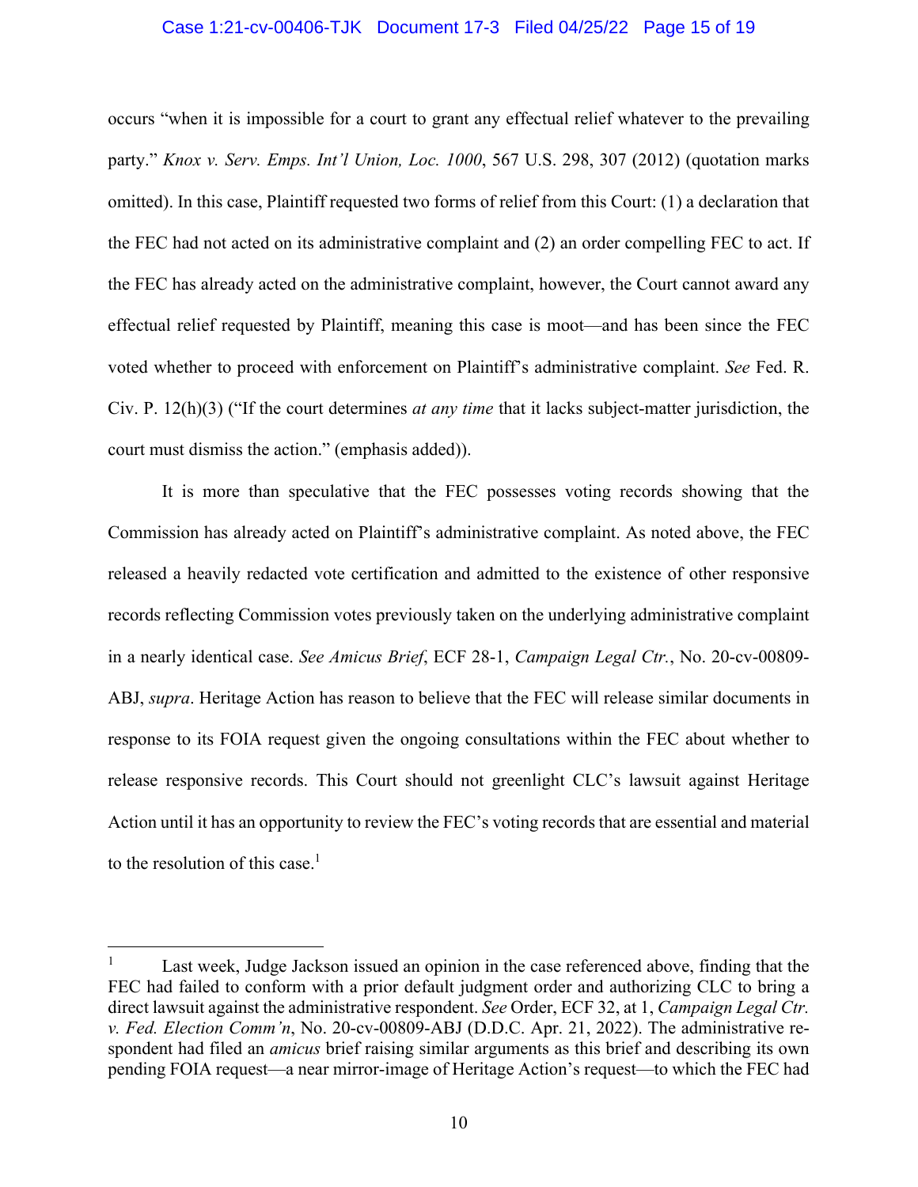occurs "when it is impossible for a court to grant any effectual relief whatever to the prevailing party." *Knox v. Serv. Emps. Int'l Union, Loc. 1000*, 567 U.S. 298, 307 (2012) (quotation marks omitted). In this case, Plaintiff requested two forms of relief from this Court: (1) a declaration that the FEC had not acted on its administrative complaint and (2) an order compelling FEC to act. If the FEC has already acted on the administrative complaint, however, the Court cannot award any effectual relief requested by Plaintiff, meaning this case is moot—and has been since the FEC voted whether to proceed with enforcement on Plaintiff's administrative complaint. *See* Fed. R. Civ. P. 12(h)(3) ("If the court determines *at any time* that it lacks subject-matter jurisdiction, the court must dismiss the action." (emphasis added)).

It is more than speculative that the FEC possesses voting records showing that the Commission has already acted on Plaintiff's administrative complaint. As noted above, the FEC released a heavily redacted vote certification and admitted to the existence of other responsive records reflecting Commission votes previously taken on the underlying administrative complaint in a nearly identical case. *See Amicus Brief*, ECF 28-1, *Campaign Legal Ctr.*, No. 20-cv-00809-ABJ, *supra*. Heritage Action has reason to believe that the FEC will release similar documents in response to its FOIA request given the ongoing consultations within the FEC about whether to release responsive records. This Court should not greenlight CLC's lawsuit against Heritage Action until it has an opportunity to review the FEC's voting records that are essential and material to the resolution of this case.[1]

---

[1] Last week, Judge Jackson issued an opinion in the case referenced above, finding that the FEC had failed to conform with a prior default judgment order and authorizing CLC to bring a direct lawsuit against the administrative respondent. *See* Order, ECF 32, at 1, *Campaign Legal Ctr. v. Fed. Election Comm'n*, No. 20-cv-00809-ABJ (D.D.C. Apr. 21, 2022). The administrative respondent had filed an *amicus* brief raising similar arguments as this brief and describing its own pending FOIA request—a near mirror-image of Heritage Action's request—to which the FEC had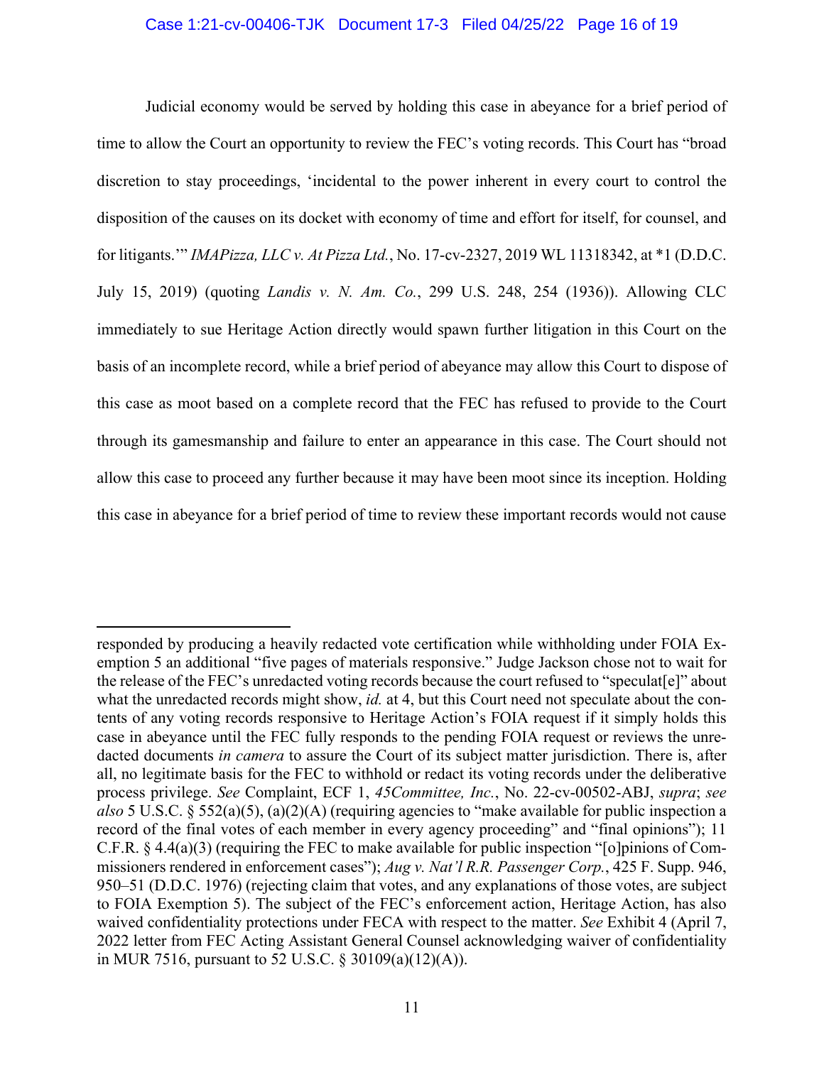Judicial economy would be served by holding this case in abeyance for a brief period of time to allow the Court an opportunity to review the FEC's voting records. This Court has "broad discretion to stay proceedings, 'incidental to the power inherent in every court to control the disposition of the causes on its docket with economy of time and effort for itself, for counsel, and for litigants.'" *IMAPizza, LLC v. At Pizza Ltd.*, No. 17-cv-2327, 2019 WL 11318342, at *1 (D.D.C. July 15, 2019) (quoting *Landis v. N. Am. Co.*, 299 U.S. 248, 254 (1936)). Allowing CLC immediately to sue Heritage Action directly would spawn further litigation in this Court on the basis of an incomplete record, while a brief period of abeyance may allow this Court to dispose of this case as moot based on a complete record that the FEC has refused to provide to the Court through its gamesmanship and failure to enter an appearance in this case. The Court should not allow this case to proceed any further because it may have been moot since its inception. Holding this case in abeyance for a brief period of time to review these important records would not cause

---

responded by producing a heavily redacted vote certification while withholding under FOIA Exemption 5 an additional "five pages of materials responsive." Judge Jackson chose not to wait for the release of the FEC's unredacted voting records because the court refused to "speculat[e]" about what the unredacted records might show, *id.* at 4, but this Court need not speculate about the contents of any voting records responsive to Heritage Action's FOIA request if it simply holds this case in abeyance until the FEC fully responds to the pending FOIA request or reviews the unredacted documents *in camera* to assure the Court of its subject matter jurisdiction. There is, after all, no legitimate basis for the FEC to withhold or redact its voting records under the deliberative process privilege. *See* Complaint, ECF 1, *45Committee, Inc.*, No. 22-cv-00502-ABJ, *supra*; *see also* 5 U.S.C. § 552(a)(5), (a)(2)(A) (requiring agencies to "make available for public inspection a record of the final votes of each member in every agency proceeding" and "final opinions"); 11 C.F.R. § 4.4(a)(3) (requiring the FEC to make available for public inspection "[o]pinions of Commissioners rendered in enforcement cases"); *Aug v. Nat'l R.R. Passenger Corp.*, 425 F. Supp. 946, 950–51 (D.D.C. 1976) (rejecting claim that votes, and any explanations of those votes, are subject to FOIA Exemption 5). The subject of the FEC's enforcement action, Heritage Action, has also waived confidentiality protections under FECA with respect to the matter. *See* Exhibit 4 (April 7, 2022 letter from FEC Acting Assistant General Counsel acknowledging waiver of confidentiality in MUR 7516, pursuant to 52 U.S.C. § 30109(a)(12)(A)).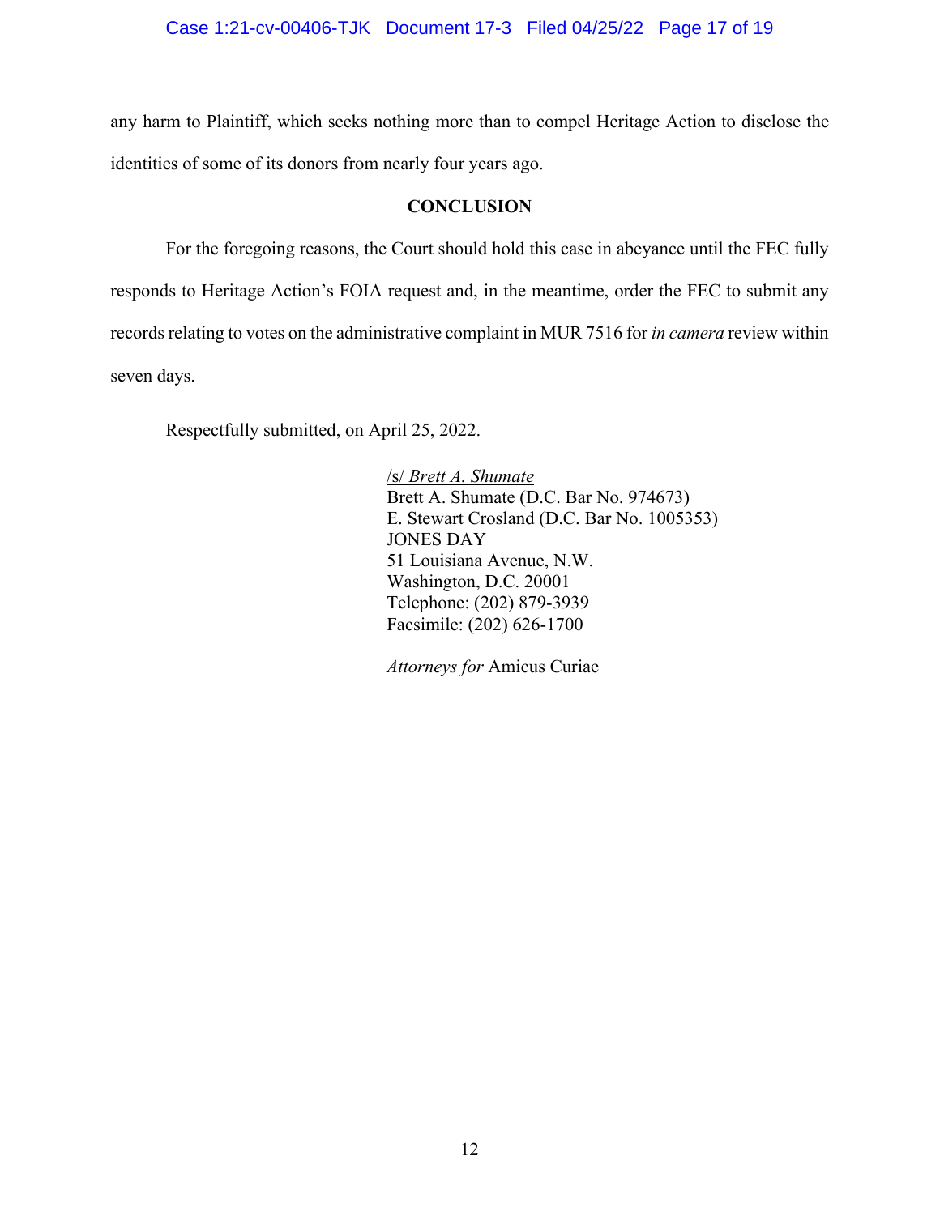any harm to Plaintiff, which seeks nothing more than to compel Heritage Action to disclose the identities of some of its donors from nearly four years ago.

## CONCLUSION

For the foregoing reasons, the Court should hold this case in abeyance until the FEC fully responds to Heritage Action's FOIA request and, in the meantime, order the FEC to submit any records relating to votes on the administrative complaint in MUR 7516 for *in camera* review within seven days.

Respectfully submitted, on April 25, 2022.

/s/ *Brett A. Shumate*
Brett A. Shumate (D.C. Bar No. 974673)
E. Stewart Crosland (D.C. Bar No. 1005353)
JONES DAY
51 Louisiana Avenue, N.W.
Washington, D.C. 20001
Telephone: (202) 879-3939
Facsimile: (202) 626-1700

*Attorneys for* Amicus Curiae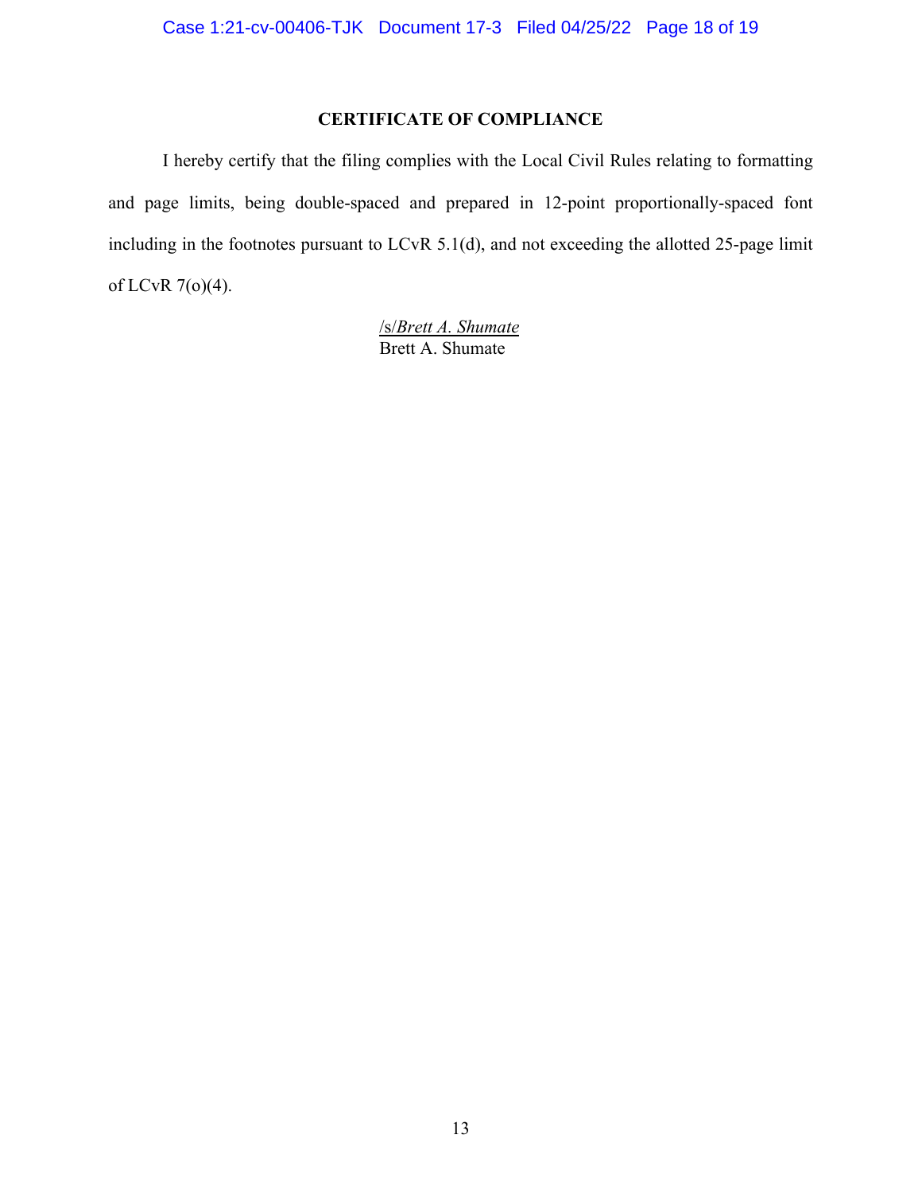**CERTIFICATE OF COMPLIANCE**

I hereby certify that the filing complies with the Local Civil Rules relating to formatting and page limits, being double-spaced and prepared in 12-point proportionally-spaced font including in the footnotes pursuant to LCvR 5.1(d), and not exceeding the allotted 25-page limit of LCvR 7(o)(4).

/s/*Brett A. Shumate*
Brett A. Shumate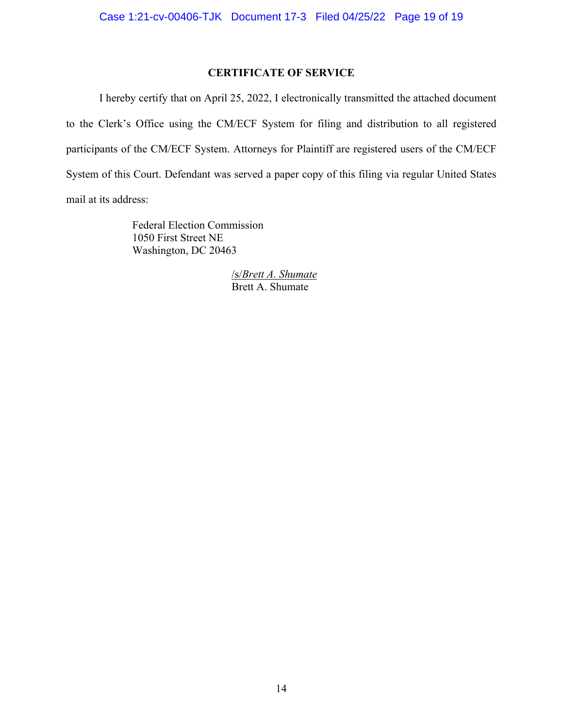**CERTIFICATE OF SERVICE**

I hereby certify that on April 25, 2022, I electronically transmitted the attached document to the Clerk's Office using the CM/ECF System for filing and distribution to all registered participants of the CM/ECF System. Attorneys for Plaintiff are registered users of the CM/ECF System of this Court. Defendant was served a paper copy of this filing via regular United States mail at its address:

Federal Election Commission
1050 First Street NE
Washington, DC 20463

/s/*Brett A. Shumate*
Brett A. Shumate